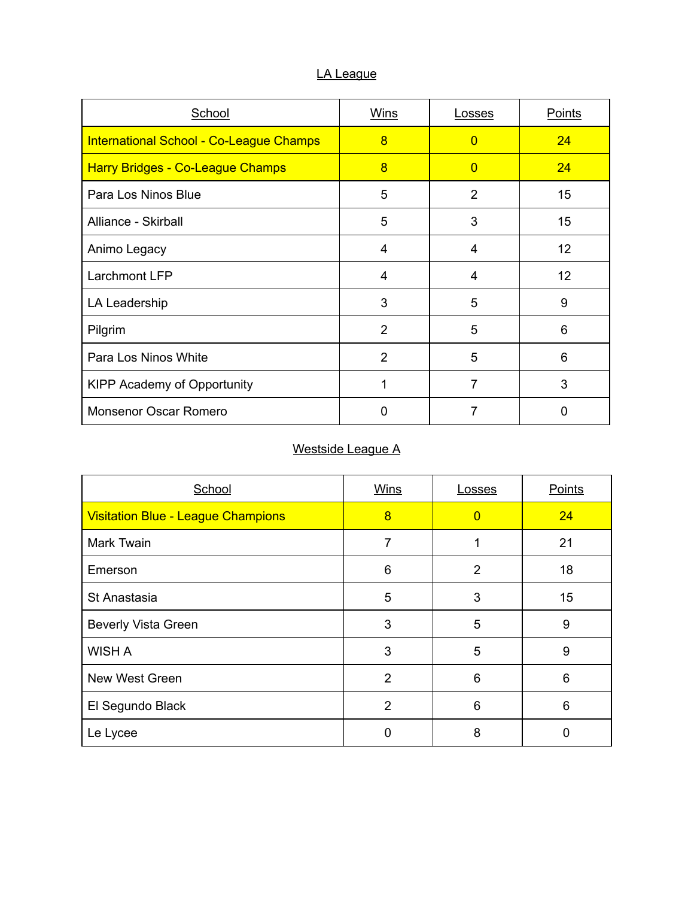## LA League

| School | Wins | Losses | Points |
|---|---|---|---|
| International School - Co-League Champs | 8 | 0 | 24 |
| Harry Bridges - Co-League Champs | 8 | 0 | 24 |
| Para Los Ninos Blue | 5 | 2 | 15 |
| Alliance - Skirball | 5 | 3 | 15 |
| Animo Legacy | 4 | 4 | 12 |
| Larchmont LFP | 4 | 4 | 12 |
| LA Leadership | 3 | 5 | 9 |
| Pilgrim | 2 | 5 | 6 |
| Para Los Ninos White | 2 | 5 | 6 |
| KIPP Academy of Opportunity | 1 | 7 | 3 |
| Monsenor Oscar Romero | 0 | 7 | 0 |

## Westside League A

| School | Wins | Losses | Points |
|---|---|---|---|
| Visitation Blue - League Champions | 8 | 0 | 24 |
| Mark Twain | 7 | 1 | 21 |
| Emerson | 6 | 2 | 18 |
| St Anastasia | 5 | 3 | 15 |
| Beverly Vista Green | 3 | 5 | 9 |
| WISH A | 3 | 5 | 9 |
| New West Green | 2 | 6 | 6 |
| El Segundo Black | 2 | 6 | 6 |
| Le Lycee | 0 | 8 | 0 |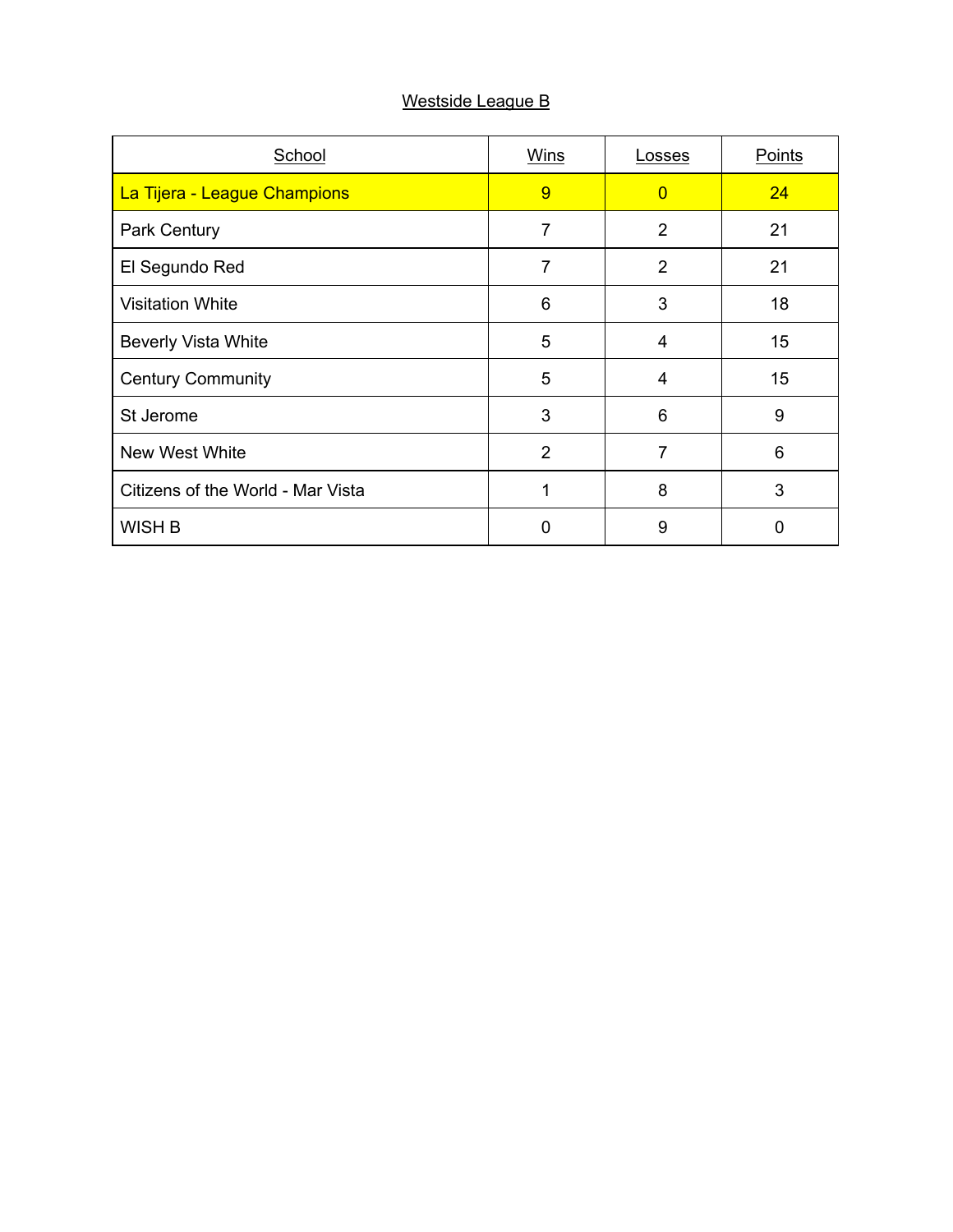## Westside League B

| School | Wins | Losses | Points |
|---|---|---|---|
| La Tijera - League Champions | 9 | 0 | 24 |
| Park Century | 7 | 2 | 21 |
| El Segundo Red | 7 | 2 | 21 |
| Visitation White | 6 | 3 | 18 |
| Beverly Vista White | 5 | 4 | 15 |
| Century Community | 5 | 4 | 15 |
| St Jerome | 3 | 6 | 9 |
| New West White | 2 | 7 | 6 |
| Citizens of the World - Mar Vista | 1 | 8 | 3 |
| WISH B | 0 | 9 | 0 |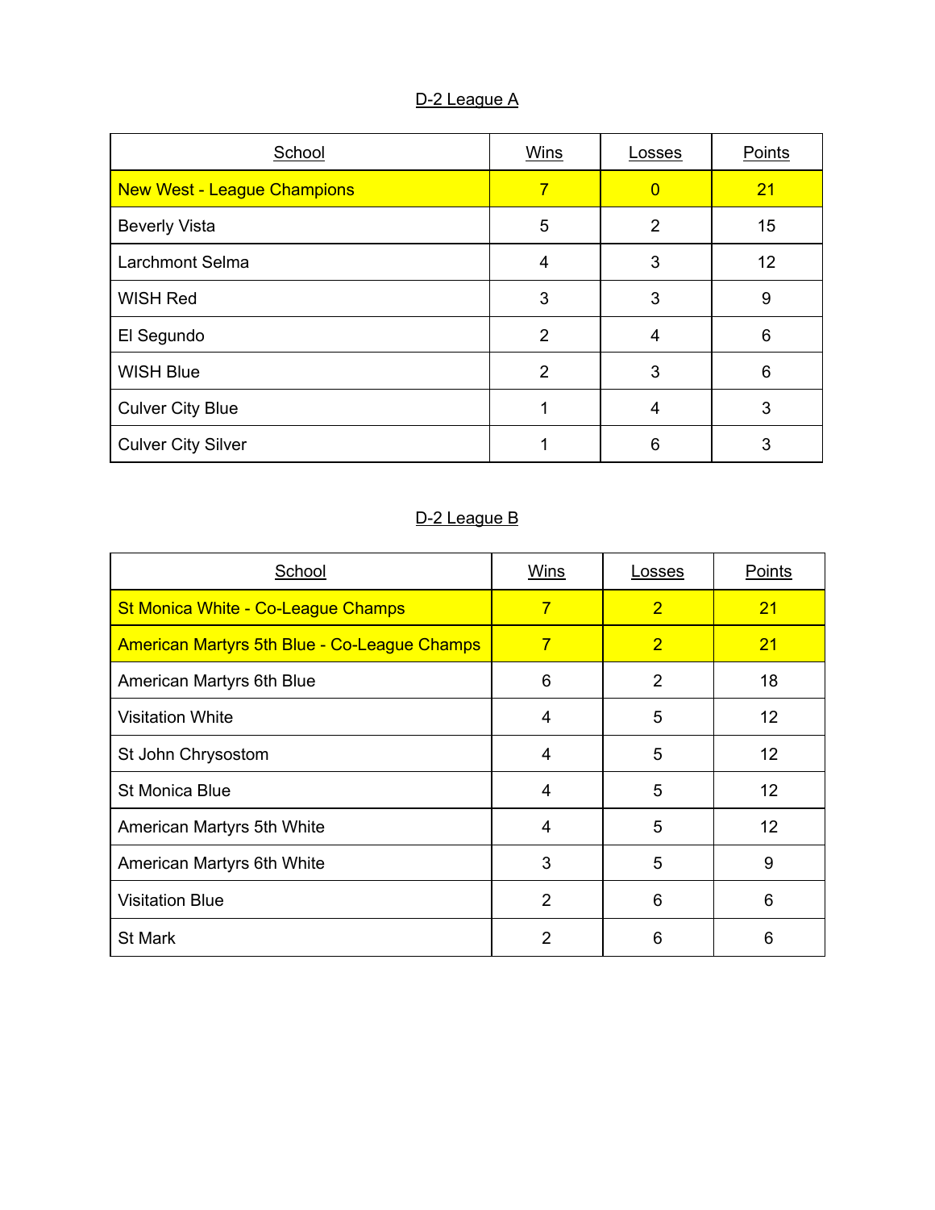## D-2 League A

| School | Wins | Losses | Points |
|---|---|---|---|
| New West - League Champions | 7 | 0 | 21 |
| Beverly Vista | 5 | 2 | 15 |
| Larchmont Selma | 4 | 3 | 12 |
| WISH Red | 3 | 3 | 9 |
| El Segundo | 2 | 4 | 6 |
| WISH Blue | 2 | 3 | 6 |
| Culver City Blue | 1 | 4 | 3 |
| Culver City Silver | 1 | 6 | 3 |

## D-2 League B

| School | Wins | Losses | Points |
|---|---|---|---|
| St Monica White - Co-League Champs | 7 | 2 | 21 |
| American Martyrs 5th Blue - Co-League Champs | 7 | 2 | 21 |
| American Martyrs 6th Blue | 6 | 2 | 18 |
| Visitation White | 4 | 5 | 12 |
| St John Chrysostom | 4 | 5 | 12 |
| St Monica Blue | 4 | 5 | 12 |
| American Martyrs 5th White | 4 | 5 | 12 |
| American Martyrs 6th White | 3 | 5 | 9 |
| Visitation Blue | 2 | 6 | 6 |
| St Mark | 2 | 6 | 6 |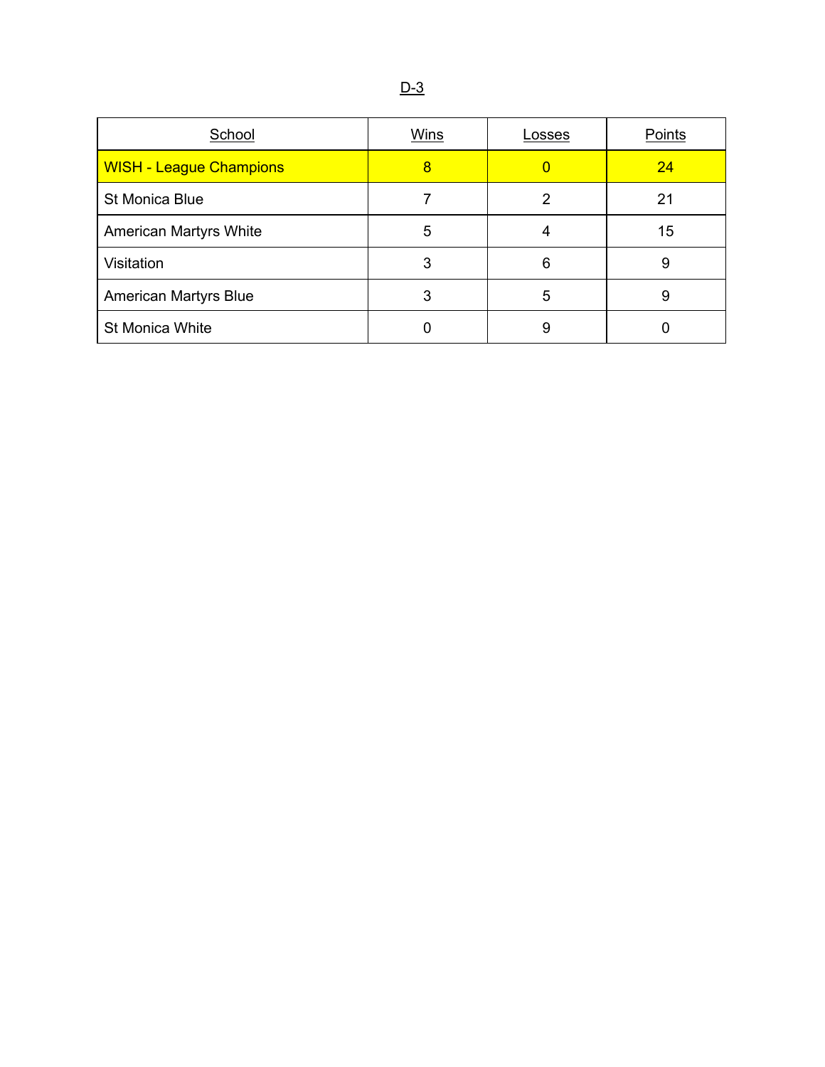D-3

| School | Wins | Losses | Points |
|---|---|---|---|
| WISH - League Champions | 8 | 0 | 24 |
| St Monica Blue | 7 | 2 | 21 |
| American Martyrs White | 5 | 4 | 15 |
| Visitation | 3 | 6 | 9 |
| American Martyrs Blue | 3 | 5 | 9 |
| St Monica White | 0 | 9 | 0 |